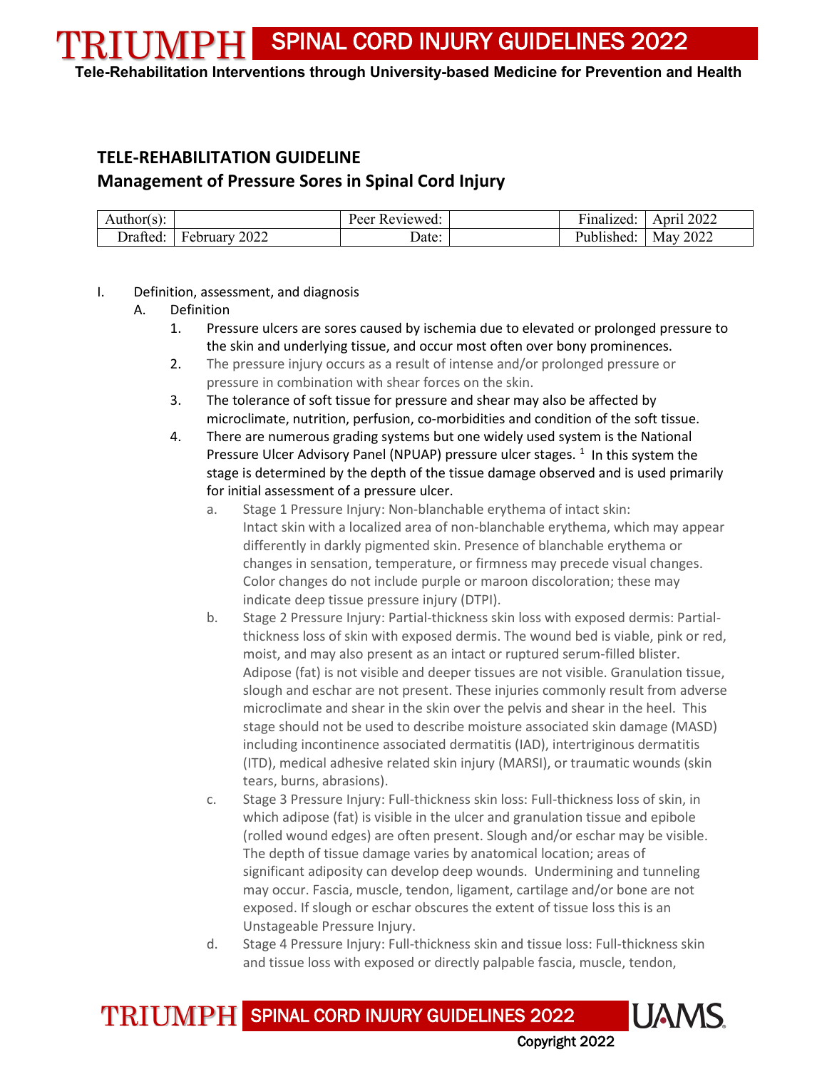## TELE-REHABILITATION GUIDELINE
## Management of Pressure Sores in Spinal Cord Injury

| Author(s): | | Peer Reviewed: | | Finalized: | April 2022 |
| --- | --- | --- | --- | --- | --- |
| Drafted: | February 2022 | Date: | | Published: | May 2022 |

I. Definition, assessment, and diagnosis

A. Definition

1. Pressure ulcers are sores caused by ischemia due to elevated or prolonged pressure to the skin and underlying tissue, and occur most often over bony prominences.
2. The pressure injury occurs as a result of intense and/or prolonged pressure or pressure in combination with shear forces on the skin.
3. The tolerance of soft tissue for pressure and shear may also be affected by microclimate, nutrition, perfusion, co-morbidities and condition of the soft tissue.
4. There are numerous grading systems but one widely used system is the National Pressure Ulcer Advisory Panel (NPUAP) pressure ulcer stages. [1] In this system the stage is determined by the depth of the tissue damage observed and is used primarily for initial assessment of a pressure ulcer.
   a. Stage 1 Pressure Injury: Non-blanchable erythema of intact skin: Intact skin with a localized area of non-blanchable erythema, which may appear differently in darkly pigmented skin. Presence of blanchable erythema or changes in sensation, temperature, or firmness may precede visual changes. Color changes do not include purple or maroon discoloration; these may indicate deep tissue pressure injury (DTPI).
   b. Stage 2 Pressure Injury: Partial-thickness skin loss with exposed dermis: Partial-thickness loss of skin with exposed dermis. The wound bed is viable, pink or red, moist, and may also present as an intact or ruptured serum-filled blister. Adipose (fat) is not visible and deeper tissues are not visible. Granulation tissue, slough and eschar are not present. These injuries commonly result from adverse microclimate and shear in the skin over the pelvis and shear in the heel. This stage should not be used to describe moisture associated skin damage (MASD) including incontinence associated dermatitis (IAD), intertriginous dermatitis (ITD), medical adhesive related skin injury (MARSI), or traumatic wounds (skin tears, burns, abrasions).
   c. Stage 3 Pressure Injury: Full-thickness skin loss: Full-thickness loss of skin, in which adipose (fat) is visible in the ulcer and granulation tissue and epibole (rolled wound edges) are often present. Slough and/or eschar may be visible. The depth of tissue damage varies by anatomical location; areas of significant adiposity can develop deep wounds. Undermining and tunneling may occur. Fascia, muscle, tendon, ligament, cartilage and/or bone are not exposed. If slough or eschar obscures the extent of tissue loss this is an Unstageable Pressure Injury.
   d. Stage 4 Pressure Injury: Full-thickness skin and tissue loss: Full-thickness skin and tissue loss with exposed or directly palpable fascia, muscle, tendon,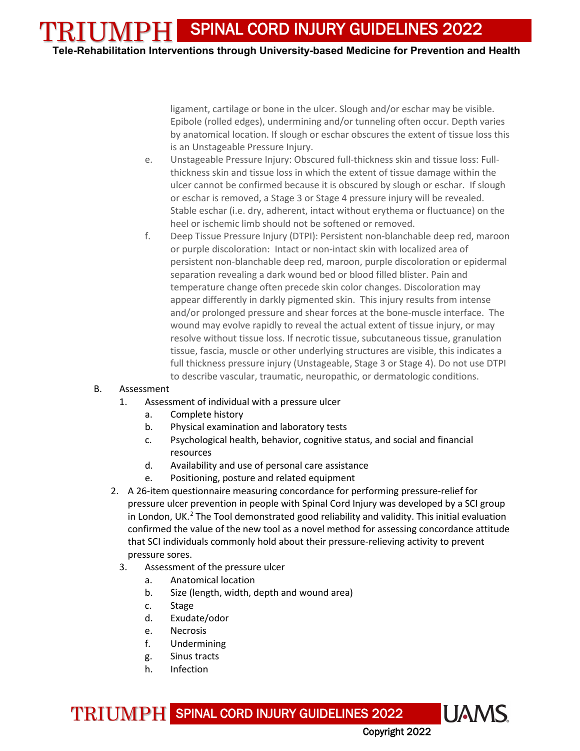ligament, cartilage or bone in the ulcer. Slough and/or eschar may be visible. Epibole (rolled edges), undermining and/or tunneling often occur. Depth varies by anatomical location. If slough or eschar obscures the extent of tissue loss this is an Unstageable Pressure Injury.

e. Unstageable Pressure Injury: Obscured full-thickness skin and tissue loss: Full-thickness skin and tissue loss in which the extent of tissue damage within the ulcer cannot be confirmed because it is obscured by slough or eschar. If slough or eschar is removed, a Stage 3 or Stage 4 pressure injury will be revealed. Stable eschar (i.e. dry, adherent, intact without erythema or fluctuance) on the heel or ischemic limb should not be softened or removed.

f. Deep Tissue Pressure Injury (DTPI): Persistent non-blanchable deep red, maroon or purple discoloration: Intact or non-intact skin with localized area of persistent non-blanchable deep red, maroon, purple discoloration or epidermal separation revealing a dark wound bed or blood filled blister. Pain and temperature change often precede skin color changes. Discoloration may appear differently in darkly pigmented skin. This injury results from intense and/or prolonged pressure and shear forces at the bone-muscle interface. The wound may evolve rapidly to reveal the actual extent of tissue injury, or may resolve without tissue loss. If necrotic tissue, subcutaneous tissue, granulation tissue, fascia, muscle or other underlying structures are visible, this indicates a full thickness pressure injury (Unstageable, Stage 3 or Stage 4). Do not use DTPI to describe vascular, traumatic, neuropathic, or dermatologic conditions.

B. Assessment

1. Assessment of individual with a pressure ulcer
   a. Complete history
   b. Physical examination and laboratory tests
   c. Psychological health, behavior, cognitive status, and social and financial resources
   d. Availability and use of personal care assistance
   e. Positioning, posture and related equipment

2. A 26-item questionnaire measuring concordance for performing pressure-relief for pressure ulcer prevention in people with Spinal Cord Injury was developed by a SCI group in London, UK.[2] The Tool demonstrated good reliability and validity. This initial evaluation confirmed the value of the new tool as a novel method for assessing concordance attitude that SCI individuals commonly hold about their pressure-relieving activity to prevent pressure sores.

3. Assessment of the pressure ulcer
   a. Anatomical location
   b. Size (length, width, depth and wound area)
   c. Stage
   d. Exudate/odor
   e. Necrosis
   f. Undermining
   g. Sinus tracts
   h. Infection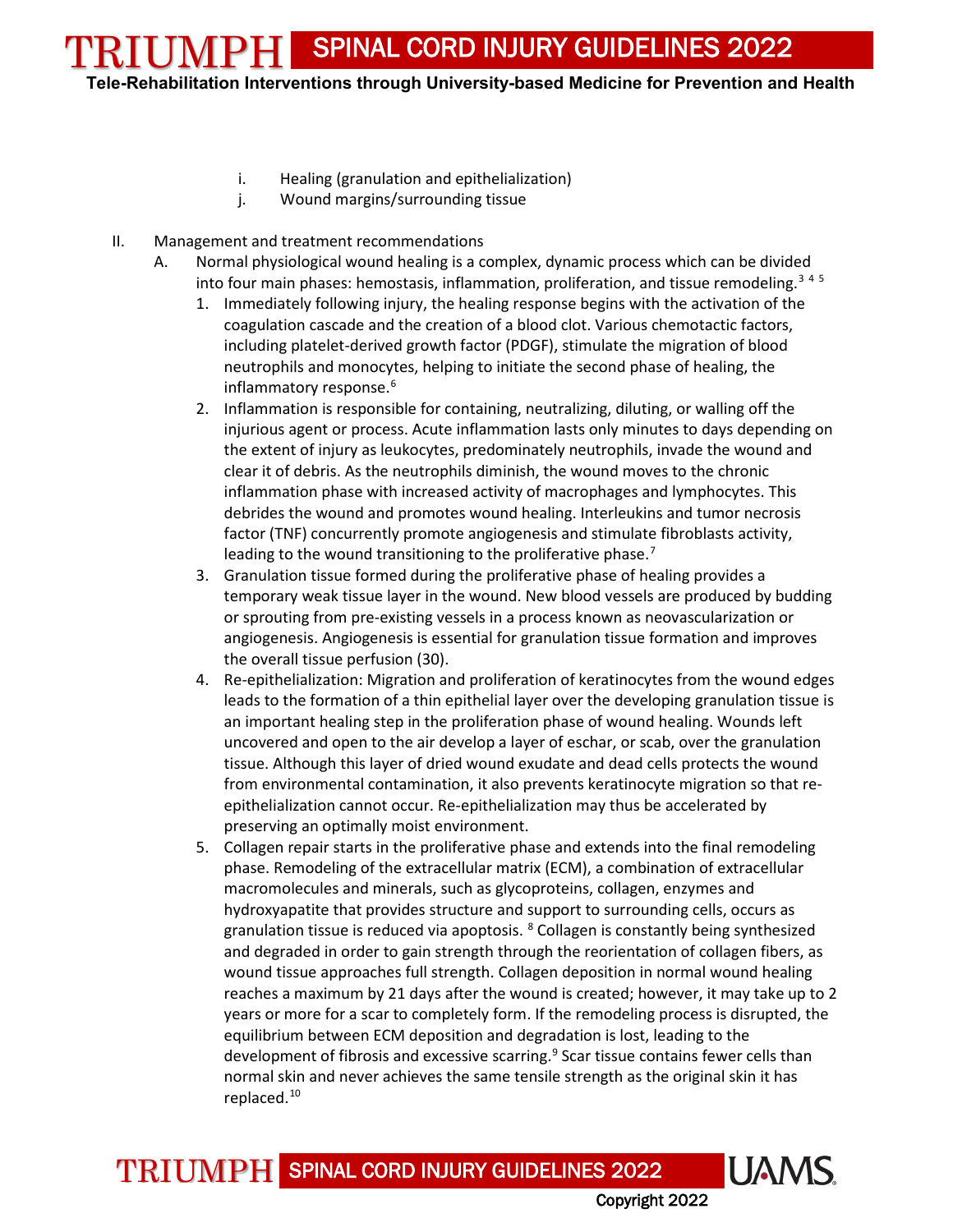i. Healing (granulation and epithelialization)

j. Wound margins/surrounding tissue

II. Management and treatment recommendations

A. Normal physiological wound healing is a complex, dynamic process which can be divided into four main phases: hemostasis, inflammation, proliferation, and tissue remodeling.[3 4 5]

1. Immediately following injury, the healing response begins with the activation of the coagulation cascade and the creation of a blood clot. Various chemotactic factors, including platelet-derived growth factor (PDGF), stimulate the migration of blood neutrophils and monocytes, helping to initiate the second phase of healing, the inflammatory response.[6]
2. Inflammation is responsible for containing, neutralizing, diluting, or walling off the injurious agent or process. Acute inflammation lasts only minutes to days depending on the extent of injury as leukocytes, predominately neutrophils, invade the wound and clear it of debris. As the neutrophils diminish, the wound moves to the chronic inflammation phase with increased activity of macrophages and lymphocytes. This debrides the wound and promotes wound healing. Interleukins and tumor necrosis factor (TNF) concurrently promote angiogenesis and stimulate fibroblasts activity, leading to the wound transitioning to the proliferative phase.[7]
3. Granulation tissue formed during the proliferative phase of healing provides a temporary weak tissue layer in the wound. New blood vessels are produced by budding or sprouting from pre-existing vessels in a process known as neovascularization or angiogenesis. Angiogenesis is essential for granulation tissue formation and improves the overall tissue perfusion (30).
4. Re-epithelialization: Migration and proliferation of keratinocytes from the wound edges leads to the formation of a thin epithelial layer over the developing granulation tissue is an important healing step in the proliferation phase of wound healing. Wounds left uncovered and open to the air develop a layer of eschar, or scab, over the granulation tissue. Although this layer of dried wound exudate and dead cells protects the wound from environmental contamination, it also prevents keratinocyte migration so that re-epithelialization cannot occur. Re-epithelialization may thus be accelerated by preserving an optimally moist environment.
5. Collagen repair starts in the proliferative phase and extends into the final remodeling phase. Remodeling of the extracellular matrix (ECM), a combination of extracellular macromolecules and minerals, such as glycoproteins, collagen, enzymes and hydroxyapatite that provides structure and support to surrounding cells, occurs as granulation tissue is reduced via apoptosis.[8] Collagen is constantly being synthesized and degraded in order to gain strength through the reorientation of collagen fibers, as wound tissue approaches full strength. Collagen deposition in normal wound healing reaches a maximum by 21 days after the wound is created; however, it may take up to 2 years or more for a scar to completely form. If the remodeling process is disrupted, the equilibrium between ECM deposition and degradation is lost, leading to the development of fibrosis and excessive scarring.[9] Scar tissue contains fewer cells than normal skin and never achieves the same tensile strength as the original skin it has replaced.[10]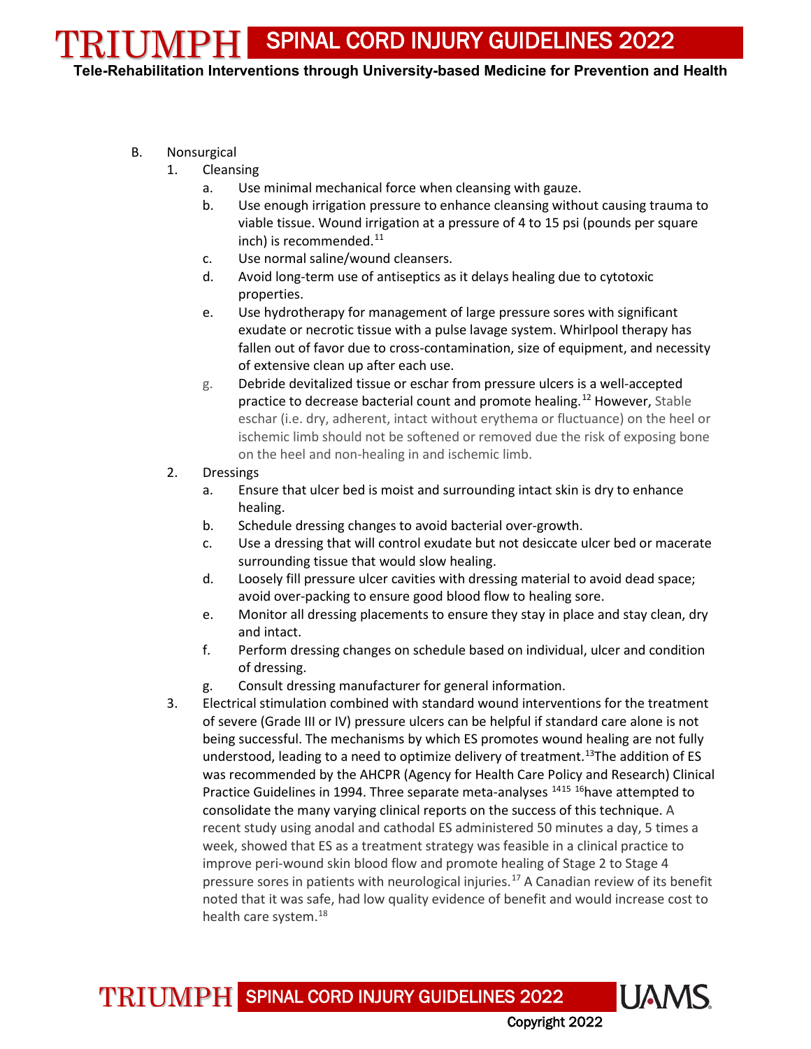B. Nonsurgical

1. Cleansing
   a. Use minimal mechanical force when cleansing with gauze.
   b. Use enough irrigation pressure to enhance cleansing without causing trauma to viable tissue. Wound irrigation at a pressure of 4 to 15 psi (pounds per square inch) is recommended.[11]
   c. Use normal saline/wound cleansers.
   d. Avoid long-term use of antiseptics as it delays healing due to cytotoxic properties.
   e. Use hydrotherapy for management of large pressure sores with significant exudate or necrotic tissue with a pulse lavage system. Whirlpool therapy has fallen out of favor due to cross-contamination, size of equipment, and necessity of extensive clean up after each use.
   g. Debride devitalized tissue or eschar from pressure ulcers is a well-accepted practice to decrease bacterial count and promote healing.[12] However, Stable eschar (i.e. dry, adherent, intact without erythema or fluctuance) on the heel or ischemic limb should not be softened or removed due the risk of exposing bone on the heel and non-healing in and ischemic limb.
2. Dressings
   a. Ensure that ulcer bed is moist and surrounding intact skin is dry to enhance healing.
   b. Schedule dressing changes to avoid bacterial over-growth.
   c. Use a dressing that will control exudate but not desiccate ulcer bed or macerate surrounding tissue that would slow healing.
   d. Loosely fill pressure ulcer cavities with dressing material to avoid dead space; avoid over-packing to ensure good blood flow to healing sore.
   e. Monitor all dressing placements to ensure they stay in place and stay clean, dry and intact.
   f. Perform dressing changes on schedule based on individual, ulcer and condition of dressing.
   g. Consult dressing manufacturer for general information.
3. Electrical stimulation combined with standard wound interventions for the treatment of severe (Grade III or IV) pressure ulcers can be helpful if standard care alone is not being successful. The mechanisms by which ES promotes wound healing are not fully understood, leading to a need to optimize delivery of treatment.[13] The addition of ES was recommended by the AHCPR (Agency for Health Care Policy and Research) Clinical Practice Guidelines in 1994. Three separate meta-analyses [14][15][16] have attempted to consolidate the many varying clinical reports on the success of this technique. A recent study using anodal and cathodal ES administered 50 minutes a day, 5 times a week, showed that ES as a treatment strategy was feasible in a clinical practice to improve peri-wound skin blood flow and promote healing of Stage 2 to Stage 4 pressure sores in patients with neurological injuries.[17] A Canadian review of its benefit noted that it was safe, had low quality evidence of benefit and would increase cost to health care system.[18]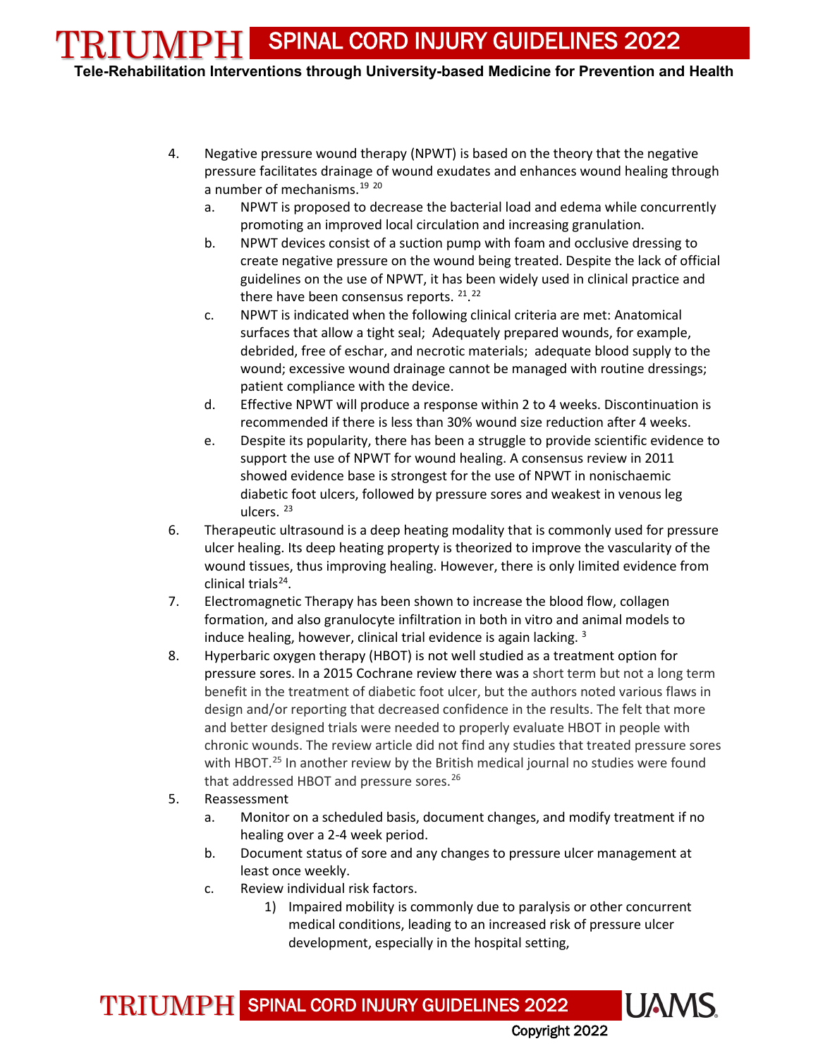4. Negative pressure wound therapy (NPWT) is based on the theory that the negative pressure facilitates drainage of wound exudates and enhances wound healing through a number of mechanisms.[19] [20]
    a. NPWT is proposed to decrease the bacterial load and edema while concurrently promoting an improved local circulation and increasing granulation.
    b. NPWT devices consist of a suction pump with foam and occlusive dressing to create negative pressure on the wound being treated. Despite the lack of official guidelines on the use of NPWT, it has been widely used in clinical practice and there have been consensus reports. [21].[22]
    c. NPWT is indicated when the following clinical criteria are met: Anatomical surfaces that allow a tight seal; Adequately prepared wounds, for example, debrided, free of eschar, and necrotic materials; adequate blood supply to the wound; excessive wound drainage cannot be managed with routine dressings; patient compliance with the device.
    d. Effective NPWT will produce a response within 2 to 4 weeks. Discontinuation is recommended if there is less than 30% wound size reduction after 4 weeks.
    e. Despite its popularity, there has been a struggle to provide scientific evidence to support the use of NPWT for wound healing. A consensus review in 2011 showed evidence base is strongest for the use of NPWT in nonischaemic diabetic foot ulcers, followed by pressure sores and weakest in venous leg ulcers. [23]
6. Therapeutic ultrasound is a deep heating modality that is commonly used for pressure ulcer healing. Its deep heating property is theorized to improve the vascularity of the wound tissues, thus improving healing. However, there is only limited evidence from clinical trials[24].
7. Electromagnetic Therapy has been shown to increase the blood flow, collagen formation, and also granulocyte infiltration in both in vitro and animal models to induce healing, however, clinical trial evidence is again lacking. [3]
8. Hyperbaric oxygen therapy (HBOT) is not well studied as a treatment option for pressure sores. In a 2015 Cochrane review there was a short term but not a long term benefit in the treatment of diabetic foot ulcer, but the authors noted various flaws in design and/or reporting that decreased confidence in the results. The felt that more and better designed trials were needed to properly evaluate HBOT in people with chronic wounds. The review article did not find any studies that treated pressure sores with HBOT.[25] In another review by the British medical journal no studies were found that addressed HBOT and pressure sores.[26]
5. Reassessment
    a. Monitor on a scheduled basis, document changes, and modify treatment if no healing over a 2-4 week period.
    b. Document status of sore and any changes to pressure ulcer management at least once weekly.
    c. Review individual risk factors.
        1) Impaired mobility is commonly due to paralysis or other concurrent medical conditions, leading to an increased risk of pressure ulcer development, especially in the hospital setting,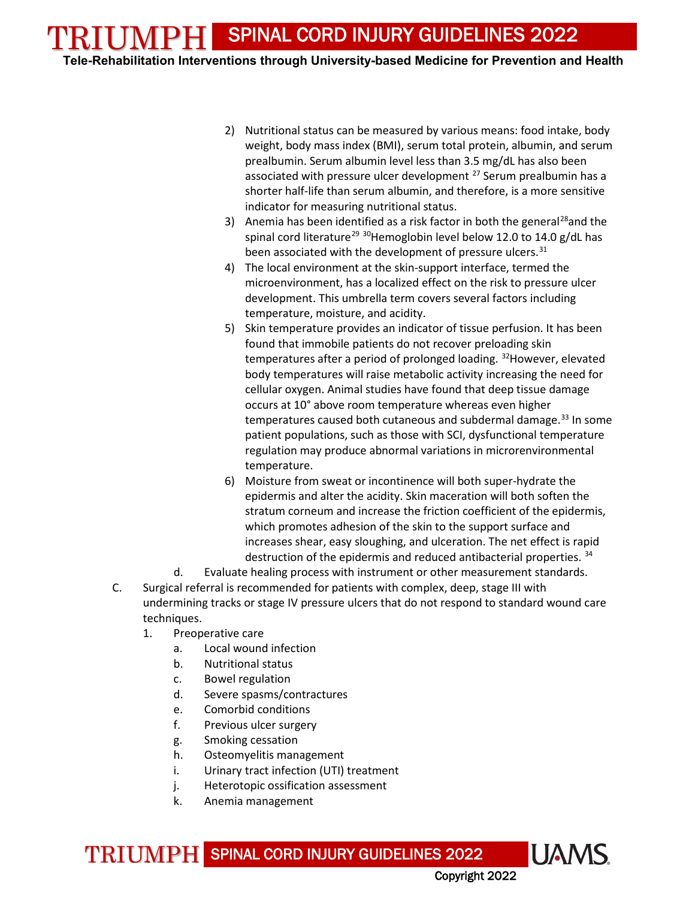2) Nutritional status can be measured by various means: food intake, body weight, body mass index (BMI), serum total protein, albumin, and serum prealbumin. Serum albumin level less than 3.5 mg/dL has also been associated with pressure ulcer development [27] Serum prealbumin has a shorter half-life than serum albumin, and therefore, is a more sensitive indicator for measuring nutritional status.
3) Anemia has been identified as a risk factor in both the general[28]and the spinal cord literature[29] [30]Hemoglobin level below 12.0 to 14.0 g/dL has been associated with the development of pressure ulcers.[31]
4) The local environment at the skin-support interface, termed the microenvironment, has a localized effect on the risk to pressure ulcer development. This umbrella term covers several factors including temperature, moisture, and acidity.
5) Skin temperature provides an indicator of tissue perfusion. It has been found that immobile patients do not recover preloading skin temperatures after a period of prolonged loading. [32]However, elevated body temperatures will raise metabolic activity increasing the need for cellular oxygen. Animal studies have found that deep tissue damage occurs at 10° above room temperature whereas even higher temperatures caused both cutaneous and subdermal damage.[33] In some patient populations, such as those with SCI, dysfunctional temperature regulation may produce abnormal variations in micrornvironmental temperature.
6) Moisture from sweat or incontinence will both super-hydrate the epidermis and alter the acidity. Skin maceration will both soften the stratum corneum and increase the friction coefficient of the epidermis, which promotes adhesion of the skin to the support surface and increases shear, easy sloughing, and ulceration. The net effect is rapid destruction of the epidermis and reduced antibacterial properties. [34]

d. Evaluate healing process with instrument or other measurement standards.

C. Surgical referral is recommended for patients with complex, deep, stage III with undermining tracks or stage IV pressure ulcers that do not respond to standard wound care techniques.

1. Preoperative care
   a. Local wound infection
   b. Nutritional status
   c. Bowel regulation
   d. Severe spasms/contractures
   e. Comorbid conditions
   f. Previous ulcer surgery
   g. Smoking cessation
   h. Osteomyelitis management
   i. Urinary tract infection (UTI) treatment
   j. Heterotopic ossification assessment
   k. Anemia management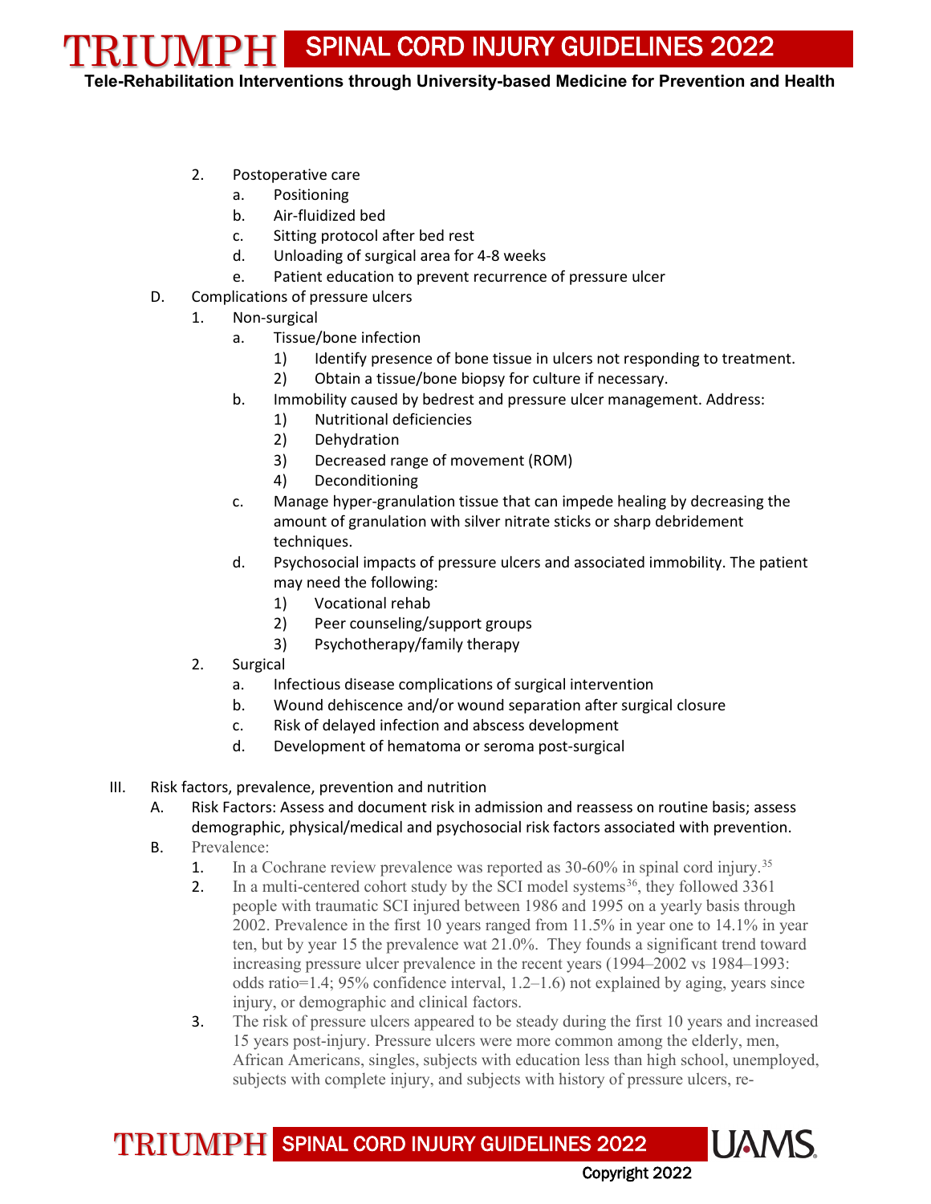2. Postoperative care
    a. Positioning
    b. Air-fluidized bed
    c. Sitting protocol after bed rest
    d. Unloading of surgical area for 4-8 weeks
    e. Patient education to prevent recurrence of pressure ulcer

D. Complications of pressure ulcers
    1. Non-surgical
        a. Tissue/bone infection
            1) Identify presence of bone tissue in ulcers not responding to treatment.
            2) Obtain a tissue/bone biopsy for culture if necessary.
        b. Immobility caused by bedrest and pressure ulcer management. Address:
            1) Nutritional deficiencies
            2) Dehydration
            3) Decreased range of movement (ROM)
            4) Deconditioning
        c. Manage hyper-granulation tissue that can impede healing by decreasing the amount of granulation with silver nitrate sticks or sharp debridement techniques.
        d. Psychosocial impacts of pressure ulcers and associated immobility. The patient may need the following:
            1) Vocational rehab
            2) Peer counseling/support groups
            3) Psychotherapy/family therapy
    2. Surgical
        a. Infectious disease complications of surgical intervention
        b. Wound dehiscence and/or wound separation after surgical closure
        c. Risk of delayed infection and abscess development
        d. Development of hematoma or seroma post-surgical

III. Risk factors, prevalence, prevention and nutrition
    A. Risk Factors: Assess and document risk in admission and reassess on routine basis; assess demographic, physical/medical and psychosocial risk factors associated with prevention.
    B. Prevalence:
        1. In a Cochrane review prevalence was reported as 30-60% in spinal cord injury.[35]
        2. In a multi-centered cohort study by the SCI model systems[36], they followed 3361 people with traumatic SCI injured between 1986 and 1995 on a yearly basis through 2002. Prevalence in the first 10 years ranged from 11.5% in year one to 14.1% in year ten, but by year 15 the prevalence wat 21.0%. They founds a significant trend toward increasing pressure ulcer prevalence in the recent years (1994–2002 vs 1984–1993: odds ratio=1.4; 95% confidence interval, 1.2–1.6) not explained by aging, years since injury, or demographic and clinical factors.
        3. The risk of pressure ulcers appeared to be steady during the first 10 years and increased 15 years post-injury. Pressure ulcers were more common among the elderly, men, African Americans, singles, subjects with education less than high school, unemployed, subjects with complete injury, and subjects with history of pressure ulcers, re-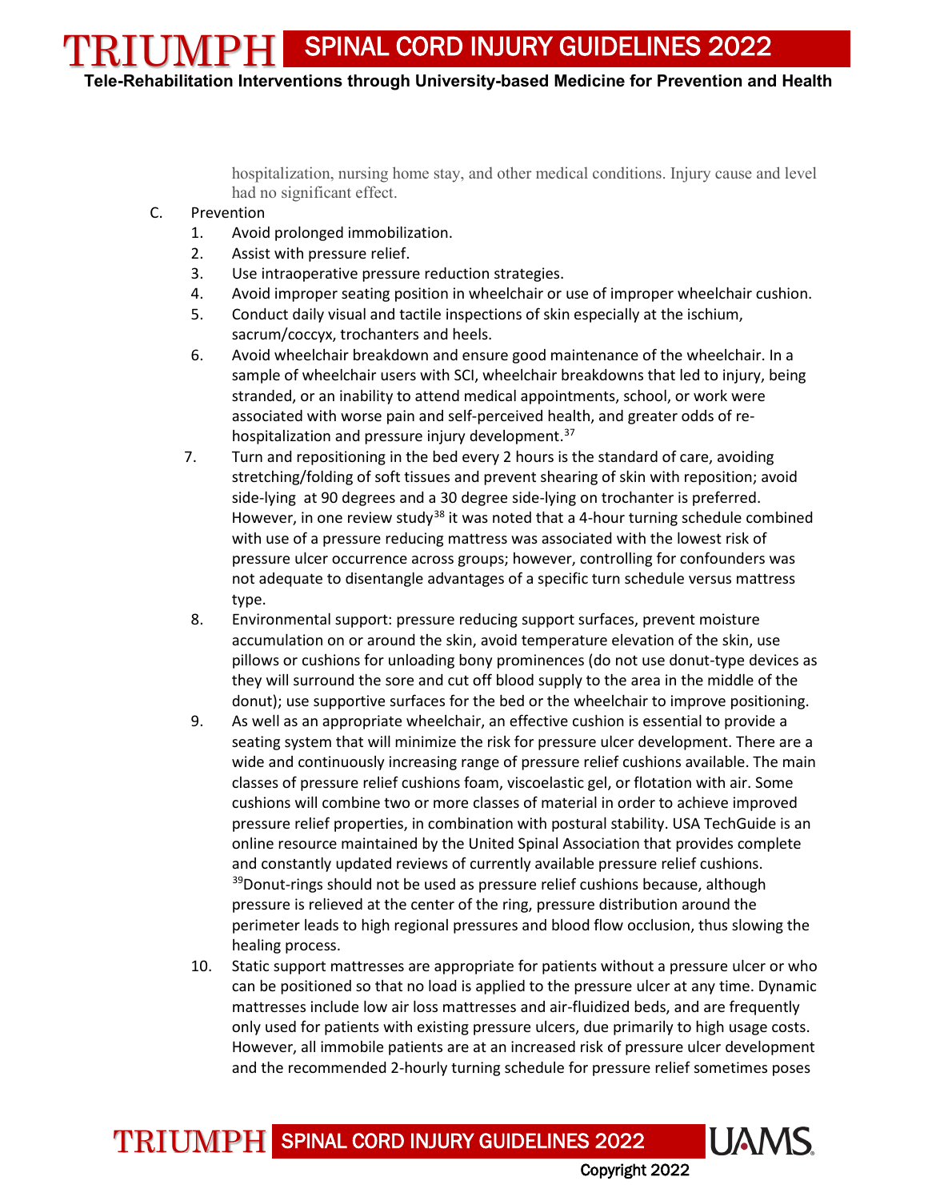hospitalization, nursing home stay, and other medical conditions. Injury cause and level had no significant effect.

C. Prevention
   1. Avoid prolonged immobilization.
   2. Assist with pressure relief.
   3. Use intraoperative pressure reduction strategies.
   4. Avoid improper seating position in wheelchair or use of improper wheelchair cushion.
   5. Conduct daily visual and tactile inspections of skin especially at the ischium, sacrum/coccyx, trochanters and heels.
   6. Avoid wheelchair breakdown and ensure good maintenance of the wheelchair. In a sample of wheelchair users with SCI, wheelchair breakdowns that led to injury, being stranded, or an inability to attend medical appointments, school, or work were associated with worse pain and self-perceived health, and greater odds of re-hospitalization and pressure injury development.[37]
   7. Turn and repositioning in the bed every 2 hours is the standard of care, avoiding stretching/folding of soft tissues and prevent shearing of skin with reposition; avoid side-lying at 90 degrees and a 30 degree side-lying on trochanter is preferred. However, in one review study[38] it was noted that a 4-hour turning schedule combined with use of a pressure reducing mattress was associated with the lowest risk of pressure ulcer occurrence across groups; however, controlling for confounders was not adequate to disentangle advantages of a specific turn schedule versus mattress type.
   8. Environmental support: pressure reducing support surfaces, prevent moisture accumulation on or around the skin, avoid temperature elevation of the skin, use pillows or cushions for unloading bony prominences (do not use donut-type devices as they will surround the sore and cut off blood supply to the area in the middle of the donut); use supportive surfaces for the bed or the wheelchair to improve positioning.
   9. As well as an appropriate wheelchair, an effective cushion is essential to provide a seating system that will minimize the risk for pressure ulcer development. There are a wide and continuously increasing range of pressure relief cushions available. The main classes of pressure relief cushions foam, viscoelastic gel, or flotation with air. Some cushions will combine two or more classes of material in order to achieve improved pressure relief properties, in combination with postural stability. USA TechGuide is an online resource maintained by the United Spinal Association that provides complete and constantly updated reviews of currently available pressure relief cushions.[39]Donut-rings should not be used as pressure relief cushions because, although pressure is relieved at the center of the ring, pressure distribution around the perimeter leads to high regional pressures and blood flow occlusion, thus slowing the healing process.
   10. Static support mattresses are appropriate for patients without a pressure ulcer or who can be positioned so that no load is applied to the pressure ulcer at any time. Dynamic mattresses include low air loss mattresses and air-fluidized beds, and are frequently only used for patients with existing pressure ulcers, due primarily to high usage costs. However, all immobile patients are at an increased risk of pressure ulcer development and the recommended 2-hourly turning schedule for pressure relief sometimes poses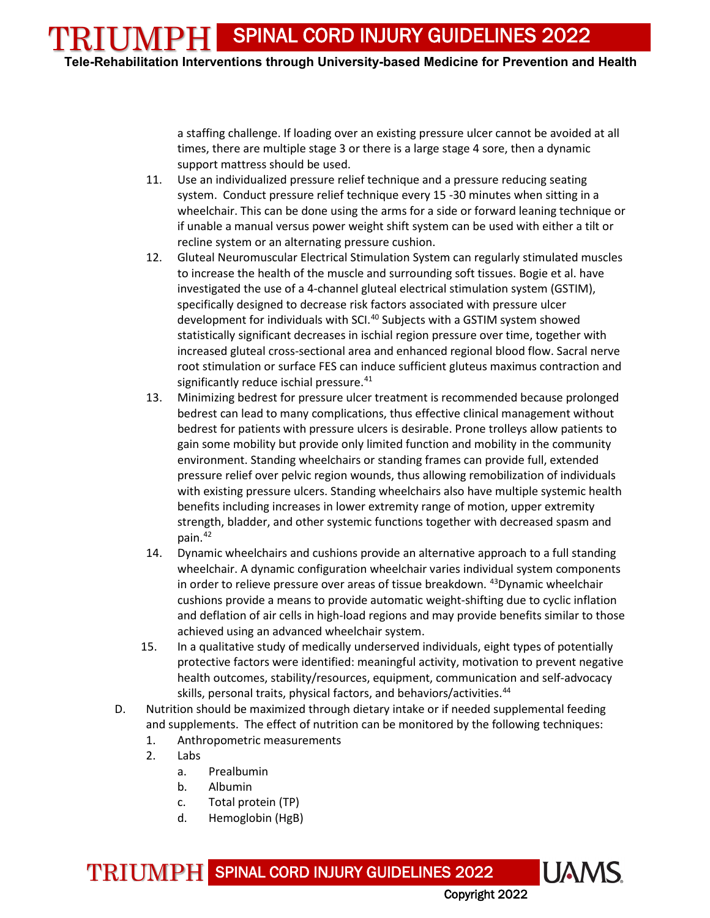a staffing challenge. If loading over an existing pressure ulcer cannot be avoided at all times, there are multiple stage 3 or there is a large stage 4 sore, then a dynamic support mattress should be used.

11. Use an individualized pressure relief technique and a pressure reducing seating system. Conduct pressure relief technique every 15 -30 minutes when sitting in a wheelchair. This can be done using the arms for a side or forward leaning technique or if unable a manual versus power weight shift system can be used with either a tilt or recline system or an alternating pressure cushion.
12. Gluteal Neuromuscular Electrical Stimulation System can regularly stimulated muscles to increase the health of the muscle and surrounding soft tissues. Bogie et al. have investigated the use of a 4-channel gluteal electrical stimulation system (GSTIM), specifically designed to decrease risk factors associated with pressure ulcer development for individuals with SCI.[40] Subjects with a GSTIM system showed statistically significant decreases in ischial region pressure over time, together with increased gluteal cross-sectional area and enhanced regional blood flow. Sacral nerve root stimulation or surface FES can induce sufficient gluteus maximus contraction and significantly reduce ischial pressure.[41]
13. Minimizing bedrest for pressure ulcer treatment is recommended because prolonged bedrest can lead to many complications, thus effective clinical management without bedrest for patients with pressure ulcers is desirable. Prone trolleys allow patients to gain some mobility but provide only limited function and mobility in the community environment. Standing wheelchairs or standing frames can provide full, extended pressure relief over pelvic region wounds, thus allowing remobilization of individuals with existing pressure ulcers. Standing wheelchairs also have multiple systemic health benefits including increases in lower extremity range of motion, upper extremity strength, bladder, and other systemic functions together with decreased spasm and pain.[42]
14. Dynamic wheelchairs and cushions provide an alternative approach to a full standing wheelchair. A dynamic configuration wheelchair varies individual system components in order to relieve pressure over areas of tissue breakdown. [43]Dynamic wheelchair cushions provide a means to provide automatic weight-shifting due to cyclic inflation and deflation of air cells in high-load regions and may provide benefits similar to those achieved using an advanced wheelchair system.
15. In a qualitative study of medically underserved individuals, eight types of potentially protective factors were identified: meaningful activity, motivation to prevent negative health outcomes, stability/resources, equipment, communication and self-advocacy skills, personal traits, physical factors, and behaviors/activities.[44]

D. Nutrition should be maximized through dietary intake or if needed supplemental feeding and supplements. The effect of nutrition can be monitored by the following techniques:
   1. Anthropometric measurements
   2. Labs
      a. Prealbumin
      b. Albumin
      c. Total protein (TP)
      d. Hemoglobin (HgB)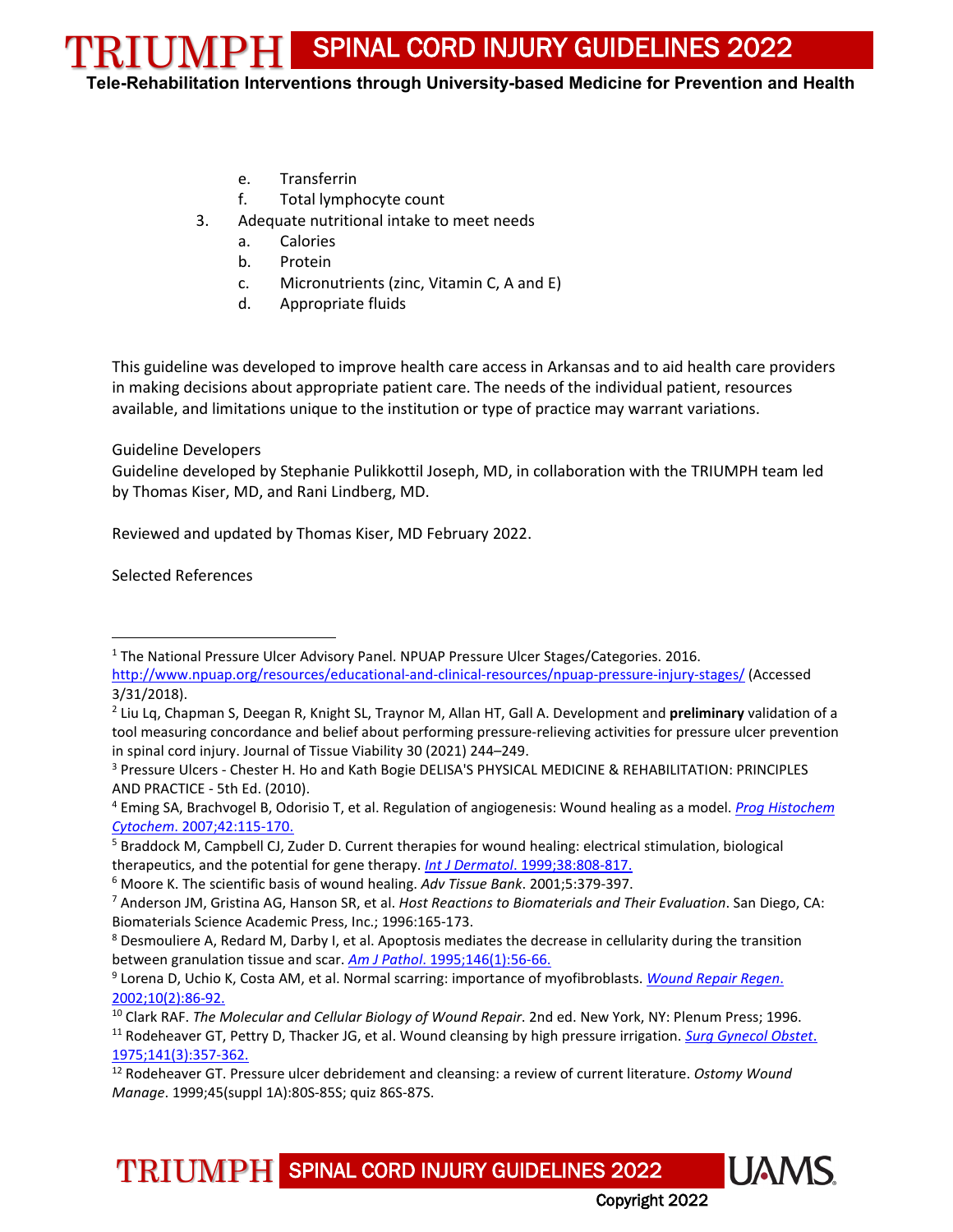e. Transferrin
   f. Total lymphocyte count
3. Adequate nutritional intake to meet needs
   a. Calories
   b. Protein
   c. Micronutrients (zinc, Vitamin C, A and E)
   d. Appropriate fluids

This guideline was developed to improve health care access in Arkansas and to aid health care providers in making decisions about appropriate patient care. The needs of the individual patient, resources available, and limitations unique to the institution or type of practice may warrant variations.

Guideline Developers
Guideline developed by Stephanie Pulikkottil Joseph, MD, in collaboration with the TRIUMPH team led by Thomas Kiser, MD, and Rani Lindberg, MD.

Reviewed and updated by Thomas Kiser, MD February 2022.

Selected References

---

[1] The National Pressure Ulcer Advisory Panel. NPUAP Pressure Ulcer Stages/Categories. 2016. http://www.npuap.org/resources/educational-and-clinical-resources/npuap-pressure-injury-stages/ (Accessed 3/31/2018).

[2] Liu Lq, Chapman S, Deegan R, Knight SL, Traynor M, Allan HT, Gall A. Development and **preliminary** validation of a tool measuring concordance and belief about performing pressure-relieving activities for pressure ulcer prevention in spinal cord injury. Journal of Tissue Viability 30 (2021) 244–249.

[3] Pressure Ulcers - Chester H. Ho and Kath Bogie DELISA'S PHYSICAL MEDICINE & REHABILITATION: PRINCIPLES AND PRACTICE - 5th Ed. (2010).

[4] Eming SA, Brachvogel B, Odorisio T, et al. Regulation of angiogenesis: Wound healing as a model. *Prog Histochem Cytochem*. 2007;42:115-170.

[5] Braddock M, Campbell CJ, Zuder D. Current therapies for wound healing: electrical stimulation, biological therapeutics, and the potential for gene therapy. *Int J Dermatol*. 1999;38:808-817.

[6] Moore K. The scientific basis of wound healing. *Adv Tissue Bank*. 2001;5:379-397.

[7] Anderson JM, Gristina AG, Hanson SR, et al. *Host Reactions to Biomaterials and Their Evaluation*. San Diego, CA: Biomaterials Science Academic Press, Inc.; 1996:165-173.

[8] Desmouliere A, Redard M, Darby I, et al. Apoptosis mediates the decrease in cellularity during the transition between granulation tissue and scar. *Am J Pathol*. 1995;146(1):56-66.

[9] Lorena D, Uchio K, Costa AM, et al. Normal scarring: importance of myofibroblasts. *Wound Repair Regen*. 2002;10(2):86-92.

[10] Clark RAF. *The Molecular and Cellular Biology of Wound Repair*. 2nd ed. New York, NY: Plenum Press; 1996.

[11] Rodeheaver GT, Pettry D, Thacker JG, et al. Wound cleansing by high pressure irrigation. *Surg Gynecol Obstet*. 1975;141(3):357-362.

[12] Rodeheaver GT. Pressure ulcer debridement and cleansing: a review of current literature. *Ostomy Wound Manage*. 1999;45(suppl 1A):80S-85S; quiz 86S-87S.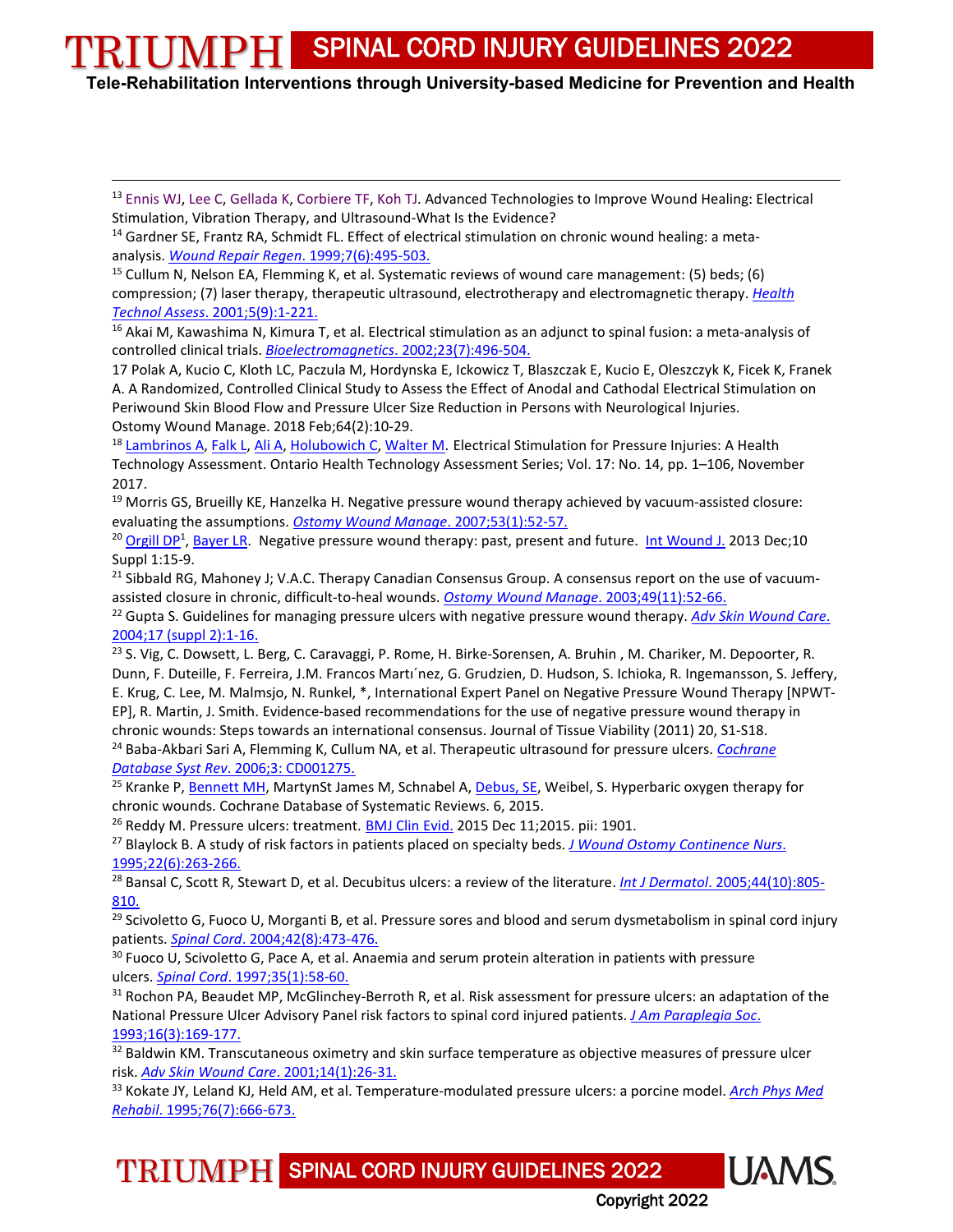[13] Ennis WJ, Lee C, Gellada K, Corbiere TF, Koh TJ. Advanced Technologies to Improve Wound Healing: Electrical Stimulation, Vibration Therapy, and Ultrasound-What Is the Evidence?

[14] Gardner SE, Frantz RA, Schmidt FL. Effect of electrical stimulation on chronic wound healing: a meta-analysis. *Wound Repair Regen*. 1999;7(6):495-503.

[15] Cullum N, Nelson EA, Flemming K, et al. Systematic reviews of wound care management: (5) beds; (6) compression; (7) laser therapy, therapeutic ultrasound, electrotherapy and electromagnetic therapy. *Health Technol Assess*. 2001;5(9):1-221.

[16] Akai M, Kawashima N, Kimura T, et al. Electrical stimulation as an adjunct to spinal fusion: a meta-analysis of controlled clinical trials. *Bioelectromagnetics*. 2002;23(7):496-504.

17 Polak A, Kucio C, Kloth LC, Paczula M, Hordynska E, Ickowicz T, Blaszczak E, Kucio E, Oleszczyk K, Ficek K, Franek A. A Randomized, Controlled Clinical Study to Assess the Effect of Anodal and Cathodal Electrical Stimulation on Periwound Skin Blood Flow and Pressure Ulcer Size Reduction in Persons with Neurological Injuries. Ostomy Wound Manage. 2018 Feb;64(2):10-29.

[18] Lambrinos A, Falk L, Ali A, Holubowich C, Walter M. Electrical Stimulation for Pressure Injuries: A Health Technology Assessment. Ontario Health Technology Assessment Series; Vol. 17: No. 14, pp. 1–106, November 2017.

[19] Morris GS, Brueilly KE, Hanzelka H. Negative pressure wound therapy achieved by vacuum-assisted closure: evaluating the assumptions. *Ostomy Wound Manage*. 2007;53(1):52-57.

[20] Orgill DP[1], Bayer LR. Negative pressure wound therapy: past, present and future. Int Wound J. 2013 Dec;10 Suppl 1:15-9.

[21] Sibbald RG, Mahoney J; V.A.C. Therapy Canadian Consensus Group. A consensus report on the use of vacuum-assisted closure in chronic, difficult-to-heal wounds. *Ostomy Wound Manage*. 2003;49(11):52-66.

[22] Gupta S. Guidelines for managing pressure ulcers with negative pressure wound therapy. *Adv Skin Wound Care*. 2004;17 (suppl 2):1-16.

[23] S. Vig, C. Dowsett, L. Berg, C. Caravaggi, P. Rome, H. Birke-Sorensen, A. Bruhin , M. Chariker, M. Depoorter, R. Dunn, F. Duteille, F. Ferreira, J.M. Francos Martı´nez, G. Grudzien, D. Hudson, S. Ichioka, R. Ingemansson, S. Jeffery, E. Krug, C. Lee, M. Malmsjo, N. Runkel, *, International Expert Panel on Negative Pressure Wound Therapy [NPWT-EP], R. Martin, J. Smith. Evidence-based recommendations for the use of negative pressure wound therapy in chronic wounds: Steps towards an international consensus. Journal of Tissue Viability (2011) 20, S1-S18.

[24] Baba-Akbari Sari A, Flemming K, Cullum NA, et al. Therapeutic ultrasound for pressure ulcers. *Cochrane Database Syst Rev*. 2006;3: CD001275.

[25] Kranke P, Bennett MH, MartynSt James M, Schnabel A, Debus, SE, Weibel, S. Hyperbaric oxygen therapy for chronic wounds. Cochrane Database of Systematic Reviews. 6, 2015.

[26] Reddy M. Pressure ulcers: treatment. BMJ Clin Evid. 2015 Dec 11;2015. pii: 1901.

[27] Blaylock B. A study of risk factors in patients placed on specialty beds. *J Wound Ostomy Continence Nurs*. 1995;22(6):263-266.

[28] Bansal C, Scott R, Stewart D, et al. Decubitus ulcers: a review of the literature. *Int J Dermatol*. 2005;44(10):805-810.

[29] Scivoletto G, Fuoco U, Morganti B, et al. Pressure sores and blood and serum dysmetabolism in spinal cord injury patients. *Spinal Cord*. 2004;42(8):473-476.

[30] Fuoco U, Scivoletto G, Pace A, et al. Anaemia and serum protein alteration in patients with pressure ulcers. *Spinal Cord*. 1997;35(1):58-60.

[31] Rochon PA, Beaudet MP, McGlinchey-Berroth R, et al. Risk assessment for pressure ulcers: an adaptation of the National Pressure Ulcer Advisory Panel risk factors to spinal cord injured patients. *J Am Paraplegia Soc*. 1993;16(3):169-177.

[32] Baldwin KM. Transcutaneous oximetry and skin surface temperature as objective measures of pressure ulcer risk. *Adv Skin Wound Care*. 2001;14(1):26-31.

[33] Kokate JY, Leland KJ, Held AM, et al. Temperature-modulated pressure ulcers: a porcine model. *Arch Phys Med Rehabil*. 1995;76(7):666-673.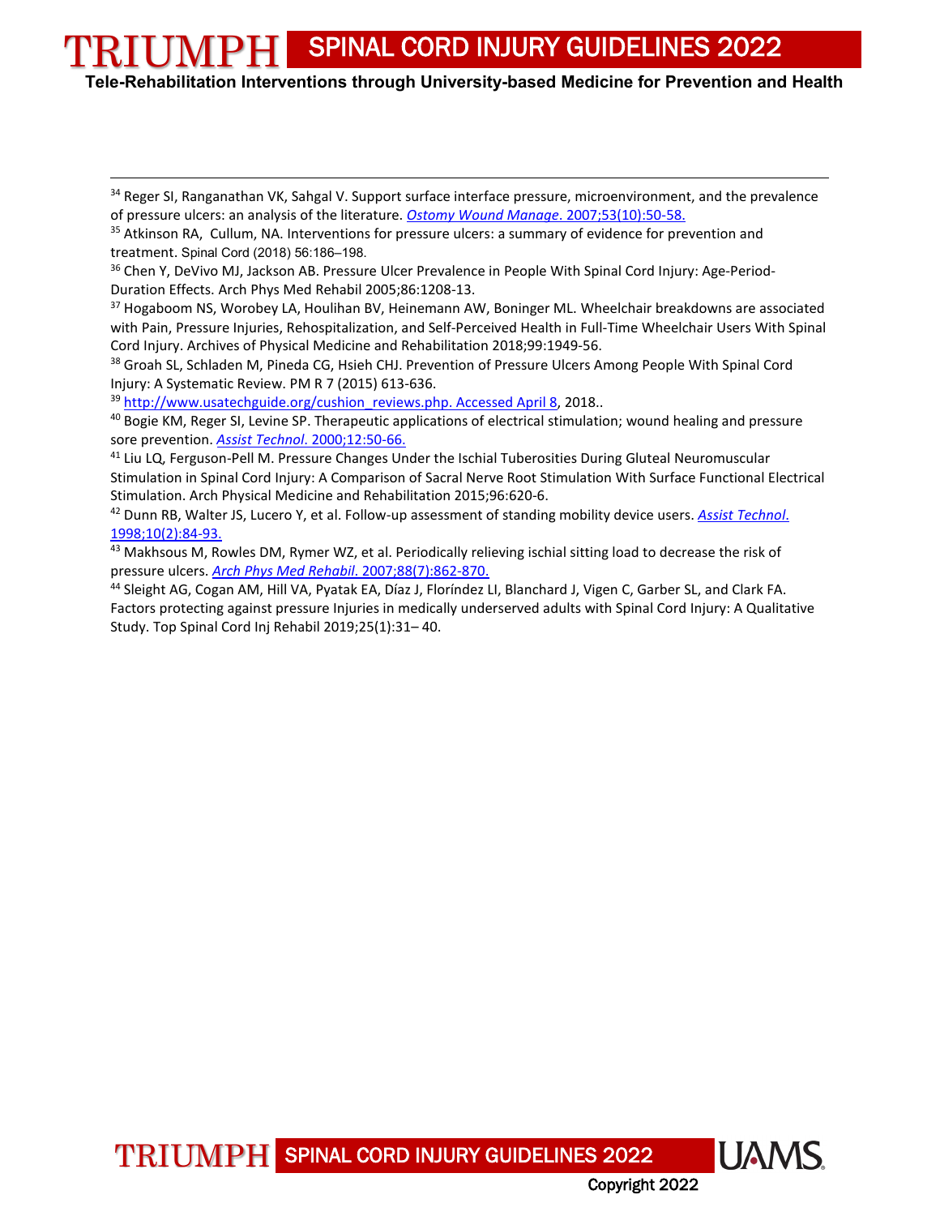[34] Reger SI, Ranganathan VK, Sahgal V. Support surface interface pressure, microenvironment, and the prevalence of pressure ulcers: an analysis of the literature. *Ostomy Wound Manage*. 2007;53(10):50-58.

[35] Atkinson RA, Cullum, NA. Interventions for pressure ulcers: a summary of evidence for prevention and treatment. Spinal Cord (2018) 56:186–198.

[36] Chen Y, DeVivo MJ, Jackson AB. Pressure Ulcer Prevalence in People With Spinal Cord Injury: Age-Period-Duration Effects. Arch Phys Med Rehabil 2005;86:1208-13.

[37] Hogaboom NS, Worobey LA, Houlihan BV, Heinemann AW, Boninger ML. Wheelchair breakdowns are associated with Pain, Pressure Injuries, Rehospitalization, and Self-Perceived Health in Full-Time Wheelchair Users With Spinal Cord Injury. Archives of Physical Medicine and Rehabilitation 2018;99:1949-56.

[38] Groah SL, Schladen M, Pineda CG, Hsieh CHJ. Prevention of Pressure Ulcers Among People With Spinal Cord Injury: A Systematic Review. PM R 7 (2015) 613-636.

[39] http://www.usatechguide.org/cushion_reviews.php. Accessed April 8, 2018..

[40] Bogie KM, Reger SI, Levine SP. Therapeutic applications of electrical stimulation; wound healing and pressure sore prevention. *Assist Technol*. 2000;12:50-66.

[41] Liu LQ, Ferguson-Pell M. Pressure Changes Under the Ischial Tuberosities During Gluteal Neuromuscular Stimulation in Spinal Cord Injury: A Comparison of Sacral Nerve Root Stimulation With Surface Functional Electrical Stimulation. Arch Physical Medicine and Rehabilitation 2015;96:620-6.

[42] Dunn RB, Walter JS, Lucero Y, et al. Follow-up assessment of standing mobility device users. *Assist Technol*. 1998;10(2):84-93.

[43] Makhsous M, Rowles DM, Rymer WZ, et al. Periodically relieving ischial sitting load to decrease the risk of pressure ulcers. *Arch Phys Med Rehabil*. 2007;88(7):862-870.

[44] Sleight AG, Cogan AM, Hill VA, Pyatak EA, Díaz J, Floríndez LI, Blanchard J, Vigen C, Garber SL, and Clark FA. Factors protecting against pressure Injuries in medically underserved adults with Spinal Cord Injury: A Qualitative Study. Top Spinal Cord Inj Rehabil 2019;25(1):31– 40.